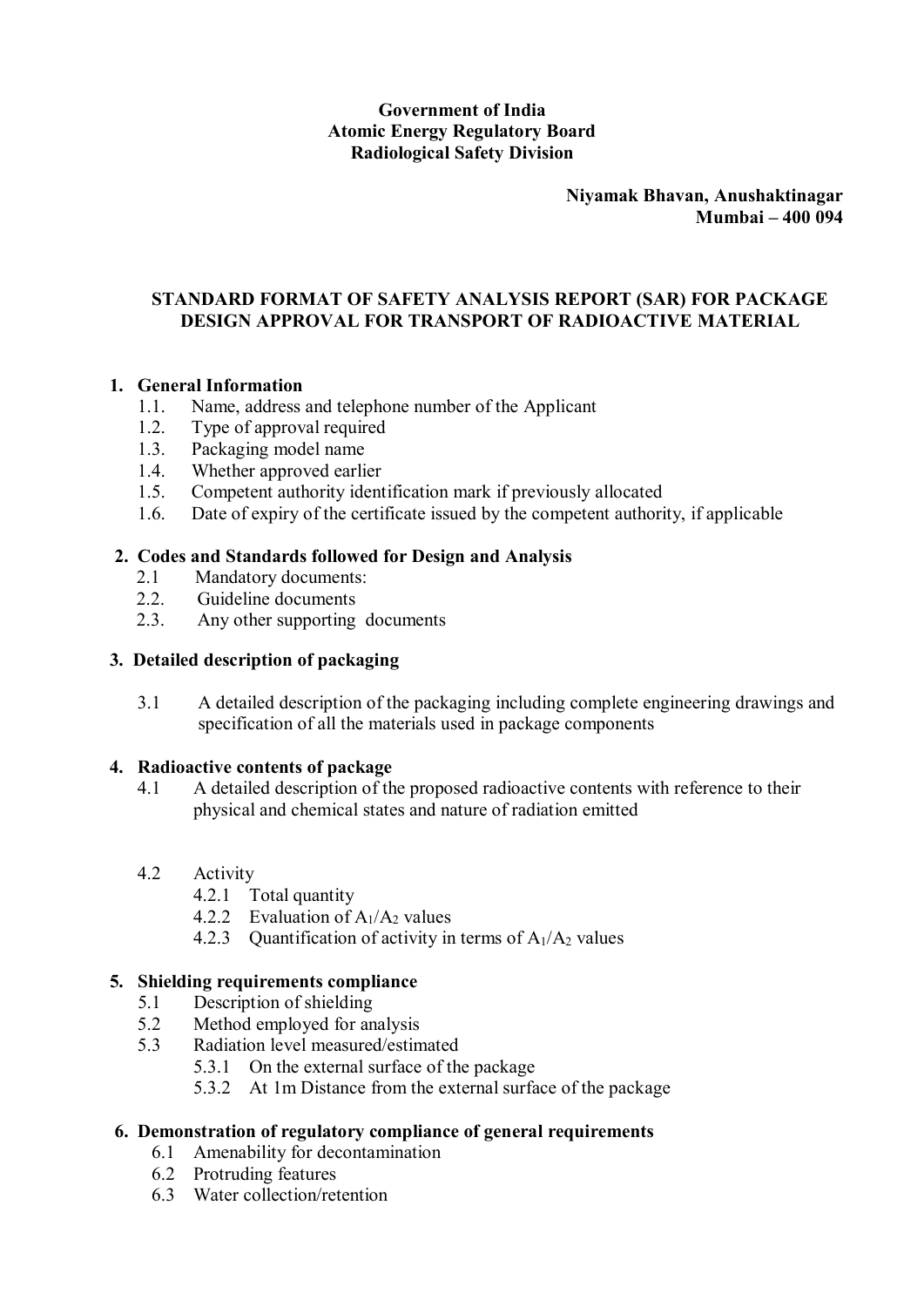**Government of India**
**Atomic Energy Regulatory Board**
**Radiological Safety Division**

**Niyamak Bhavan, Anushaktinagar**
**Mumbai – 400 094**

# STANDARD FORMAT OF SAFETY ANALYSIS REPORT (SAR) FOR PACKAGE DESIGN APPROVAL FOR TRANSPORT OF RADIOACTIVE MATERIAL

## 1. General Information

1.1. Name, address and telephone number of the Applicant
1.2. Type of approval required
1.3. Packaging model name
1.4. Whether approved earlier
1.5. Competent authority identification mark if previously allocated
1.6. Date of expiry of the certificate issued by the competent authority, if applicable

## 2. Codes and Standards followed for Design and Analysis

2.1 Mandatory documents:
2.2. Guideline documents
2.3. Any other supporting documents

## 3. Detailed description of packaging

3.1 A detailed description of the packaging including complete engineering drawings and specification of all the materials used in package components

## 4. Radioactive contents of package

4.1 A detailed description of the proposed radioactive contents with reference to their physical and chemical states and nature of radiation emitted

4.2 Activity
  4.2.1 Total quantity
  4.2.2 Evaluation of $A_1/A_2$ values
  4.2.3 Quantification of activity in terms of $A_1/A_2$ values

## 5. Shielding requirements compliance

5.1 Description of shielding
5.2 Method employed for analysis
5.3 Radiation level measured/estimated
  5.3.1 On the external surface of the package
  5.3.2 At 1m Distance from the external surface of the package

## 6. Demonstration of regulatory compliance of general requirements

6.1 Amenability for decontamination
6.2 Protruding features
6.3 Water collection/retention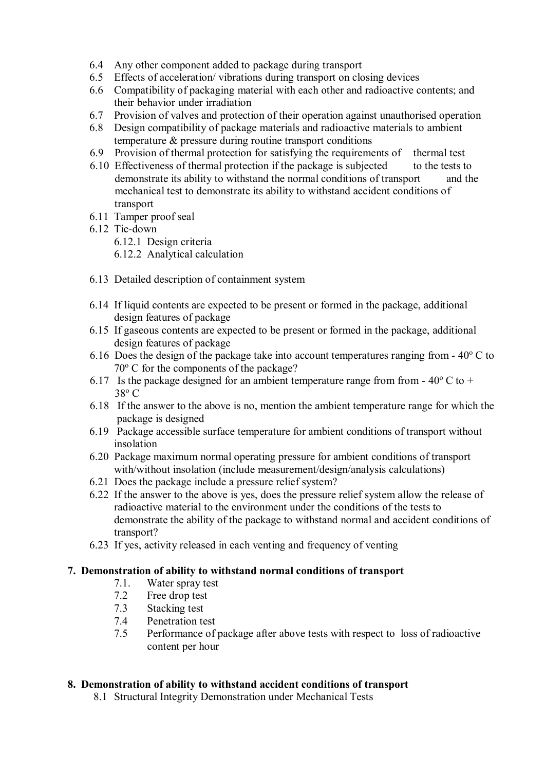6.4 Any other component added to package during transport

6.5 Effects of acceleration/ vibrations during transport on closing devices

6.6 Compatibility of packaging material with each other and radioactive contents; and their behavior under irradiation

6.7 Provision of valves and protection of their operation against unauthorised operation

6.8 Design compatibility of package materials and radioactive materials to ambient temperature & pressure during routine transport conditions

6.9 Provision of thermal protection for satisfying the requirements of thermal test

6.10 Effectiveness of thermal protection if the package is subjected to the tests to demonstrate its ability to withstand the normal conditions of transport and the mechanical test to demonstrate its ability to withstand accident conditions of transport

6.11 Tamper proof seal

6.12 Tie-down

- 6.12.1 Design criteria
- 6.12.2 Analytical calculation

6.13 Detailed description of containment system

6.14 If liquid contents are expected to be present or formed in the package, additional design features of package

6.15 If gaseous contents are expected to be present or formed in the package, additional design features of package

6.16 Does the design of the package take into account temperatures ranging from - 40º C to 70º C for the components of the package?

6.17 Is the package designed for an ambient temperature range from from - 40º C to + 38º C

6.18 If the answer to the above is no, mention the ambient temperature range for which the package is designed

6.19 Package accessible surface temperature for ambient conditions of transport without insolation

6.20 Package maximum normal operating pressure for ambient conditions of transport with/without insolation (include measurement/design/analysis calculations)

6.21 Does the package include a pressure relief system?

6.22 If the answer to the above is yes, does the pressure relief system allow the release of radioactive material to the environment under the conditions of the tests to demonstrate the ability of the package to withstand normal and accident conditions of transport?

6.23 If yes, activity released in each venting and frequency of venting

## 7. Demonstration of ability to withstand normal conditions of transport

7.1. Water spray test

7.2 Free drop test

7.3 Stacking test

7.4 Penetration test

7.5 Performance of package after above tests with respect to loss of radioactive content per hour

## 8. Demonstration of ability to withstand accident conditions of transport

8.1 Structural Integrity Demonstration under Mechanical Tests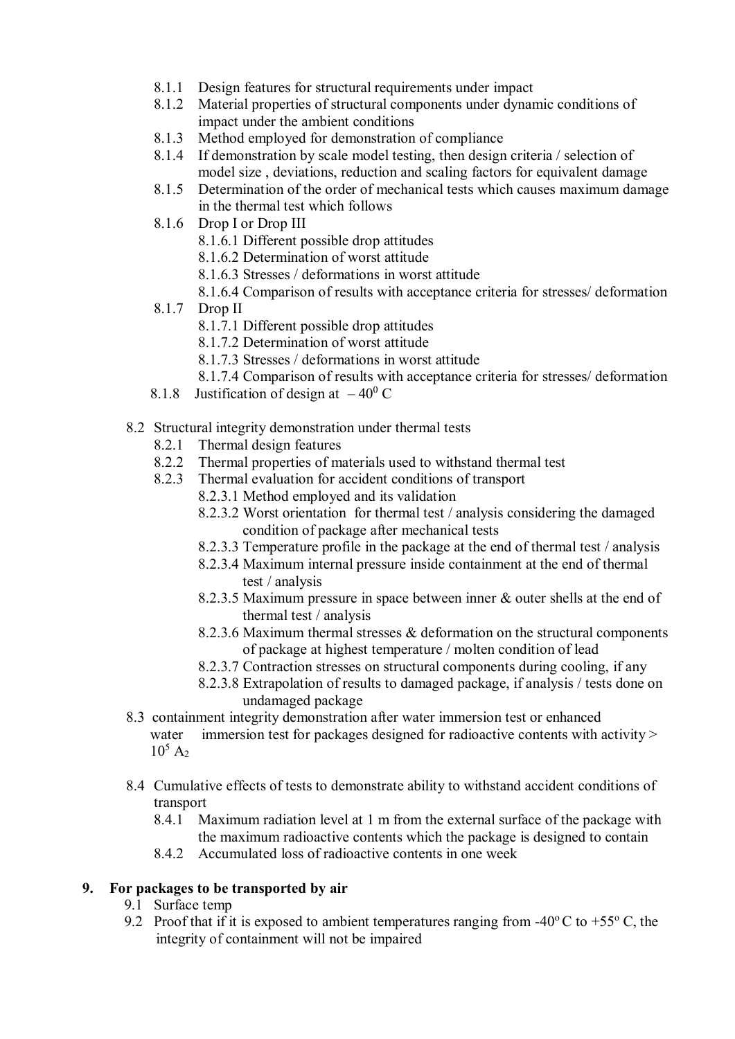- 8.1.1 Design features for structural requirements under impact
- 8.1.2 Material properties of structural components under dynamic conditions of impact under the ambient conditions
- 8.1.3 Method employed for demonstration of compliance
- 8.1.4 If demonstration by scale model testing, then design criteria / selection of model size , deviations, reduction and scaling factors for equivalent damage
- 8.1.5 Determination of the order of mechanical tests which causes maximum damage in the thermal test which follows
- 8.1.6 Drop I or Drop III
  - 8.1.6.1 Different possible drop attitudes
  - 8.1.6.2 Determination of worst attitude
  - 8.1.6.3 Stresses / deformations in worst attitude
  - 8.1.6.4 Comparison of results with acceptance criteria for stresses/ deformation
- 8.1.7 Drop II
  - 8.1.7.1 Different possible drop attitudes
  - 8.1.7.2 Determination of worst attitude
  - 8.1.7.3 Stresses / deformations in worst attitude
  - 8.1.7.4 Comparison of results with acceptance criteria for stresses/ deformation
- 8.1.8 Justification of design at $-40^0$ C

8.2 Structural integrity demonstration under thermal tests

- 8.2.1 Thermal design features
- 8.2.2 Thermal properties of materials used to withstand thermal test
- 8.2.3 Thermal evaluation for accident conditions of transport
  - 8.2.3.1 Method employed and its validation
  - 8.2.3.2 Worst orientation for thermal test / analysis considering the damaged condition of package after mechanical tests
  - 8.2.3.3 Temperature profile in the package at the end of thermal test / analysis
  - 8.2.3.4 Maximum internal pressure inside containment at the end of thermal test / analysis
  - 8.2.3.5 Maximum pressure in space between inner & outer shells at the end of thermal test / analysis
  - 8.2.3.6 Maximum thermal stresses & deformation on the structural components of package at highest temperature / molten condition of lead
  - 8.2.3.7 Contraction stresses on structural components during cooling, if any
  - 8.2.3.8 Extrapolation of results to damaged package, if analysis / tests done on undamaged package

8.3 containment integrity demonstration after water immersion test or enhanced water immersion test for packages designed for radioactive contents with activity > $10^5$ $A_2$

8.4 Cumulative effects of tests to demonstrate ability to withstand accident conditions of transport

- 8.4.1 Maximum radiation level at 1 m from the external surface of the package with the maximum radioactive contents which the package is designed to contain
- 8.4.2 Accumulated loss of radioactive contents in one week

## 9. For packages to be transported by air

9.1 Surface temp

9.2 Proof that if it is exposed to ambient temperatures ranging from -40° C to +55° C, the integrity of containment will not be impaired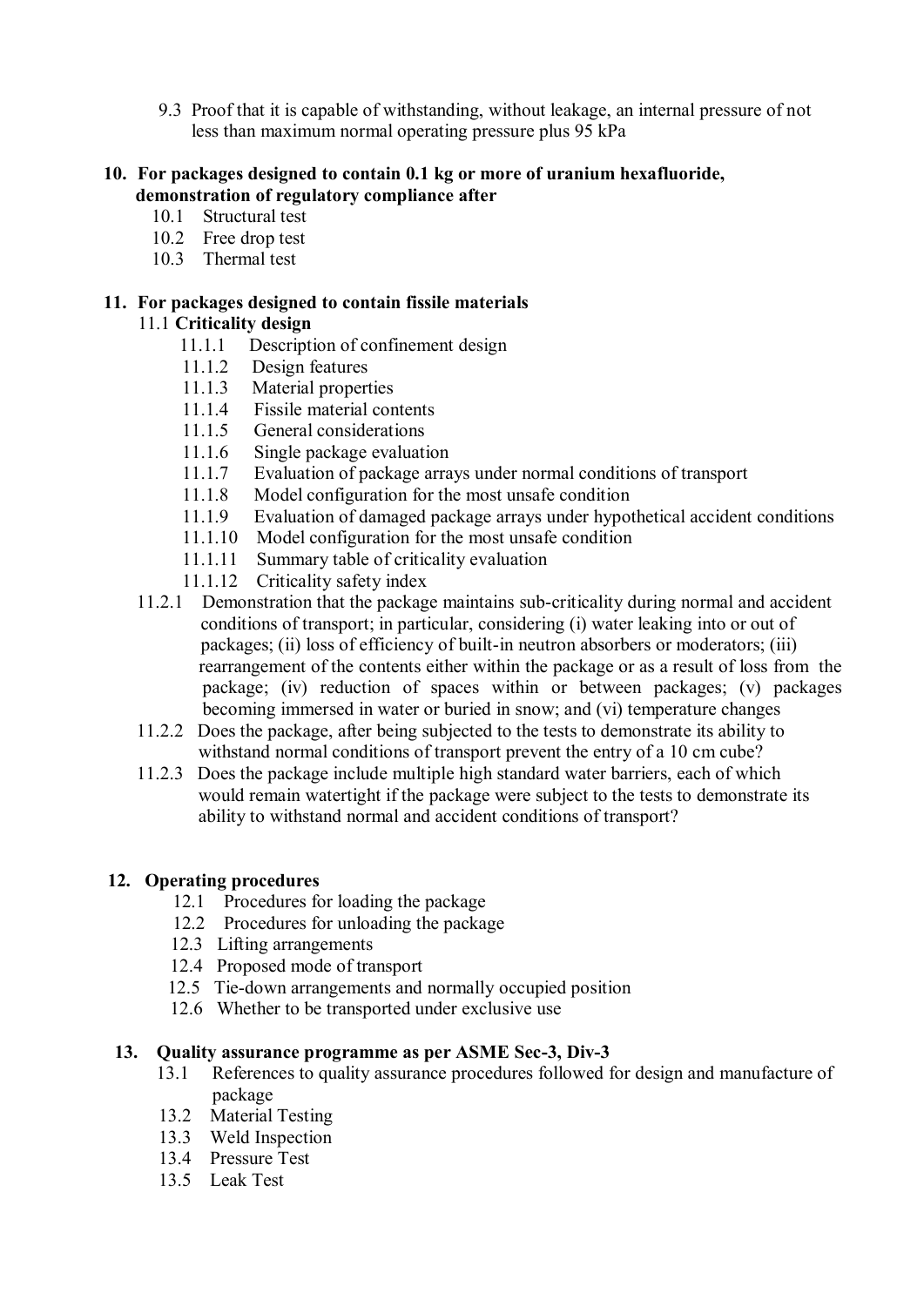9.3 Proof that it is capable of withstanding, without leakage, an internal pressure of not less than maximum normal operating pressure plus 95 kPa

**10. For packages designed to contain 0.1 kg or more of uranium hexafluoride, demonstration of regulatory compliance after**

10.1 Structural test
10.2 Free drop test
10.3 Thermal test

**11. For packages designed to contain fissile materials**

11.1 **Criticality design**

11.1.1 Description of confinement design
11.1.2 Design features
11.1.3 Material properties
11.1.4 Fissile material contents
11.1.5 General considerations
11.1.6 Single package evaluation
11.1.7 Evaluation of package arrays under normal conditions of transport
11.1.8 Model configuration for the most unsafe condition
11.1.9 Evaluation of damaged package arrays under hypothetical accident conditions
11.1.10 Model configuration for the most unsafe condition
11.1.11 Summary table of criticality evaluation
11.1.12 Criticality safety index

11.2.1 Demonstration that the package maintains sub-criticality during normal and accident conditions of transport; in particular, considering (i) water leaking into or out of packages; (ii) loss of efficiency of built-in neutron absorbers or moderators; (iii) rearrangement of the contents either within the package or as a result of loss from the package; (iv) reduction of spaces within or between packages; (v) packages becoming immersed in water or buried in snow; and (vi) temperature changes

11.2.2 Does the package, after being subjected to the tests to demonstrate its ability to withstand normal conditions of transport prevent the entry of a 10 cm cube?

11.2.3 Does the package include multiple high standard water barriers, each of which would remain watertight if the package were subject to the tests to demonstrate its ability to withstand normal and accident conditions of transport?

**12. Operating procedures**

12.1 Procedures for loading the package
12.2 Procedures for unloading the package
12.3 Lifting arrangements
12.4 Proposed mode of transport
12.5 Tie-down arrangements and normally occupied position
12.6 Whether to be transported under exclusive use

**13. Quality assurance programme as per ASME Sec-3, Div-3**

13.1 References to quality assurance procedures followed for design and manufacture of package
13.2 Material Testing
13.3 Weld Inspection
13.4 Pressure Test
13.5 Leak Test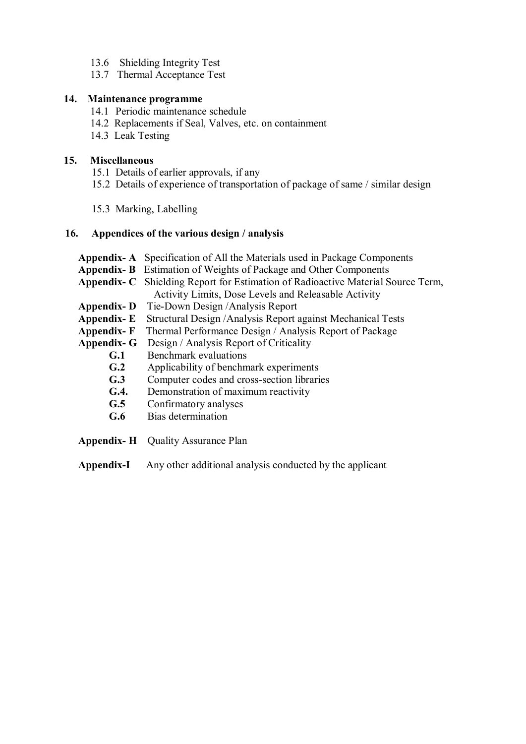13.6 Shielding Integrity Test
13.7 Thermal Acceptance Test

## 14. Maintenance programme

14.1 Periodic maintenance schedule
14.2 Replacements if Seal, Valves, etc. on containment
14.3 Leak Testing

## 15. Miscellaneous

15.1 Details of earlier approvals, if any
15.2 Details of experience of transportation of package of same / similar design

15.3 Marking, Labelling

## 16. Appendices of the various design / analysis

**Appendix- A** Specification of All the Materials used in Package Components
**Appendix- B** Estimation of Weights of Package and Other Components
**Appendix- C** Shielding Report for Estimation of Radioactive Material Source Term, Activity Limits, Dose Levels and Releasable Activity
**Appendix- D** Tie-Down Design /Analysis Report
**Appendix- E** Structural Design /Analysis Report against Mechanical Tests
**Appendix- F** Thermal Performance Design / Analysis Report of Package
**Appendix- G** Design / Analysis Report of Criticality

- **G.1** Benchmark evaluations
- **G.2** Applicability of benchmark experiments
- **G.3** Computer codes and cross-section libraries
- **G.4.** Demonstration of maximum reactivity
- **G.5** Confirmatory analyses
- **G.6** Bias determination

**Appendix- H** Quality Assurance Plan

**Appendix-I** Any other additional analysis conducted by the applicant